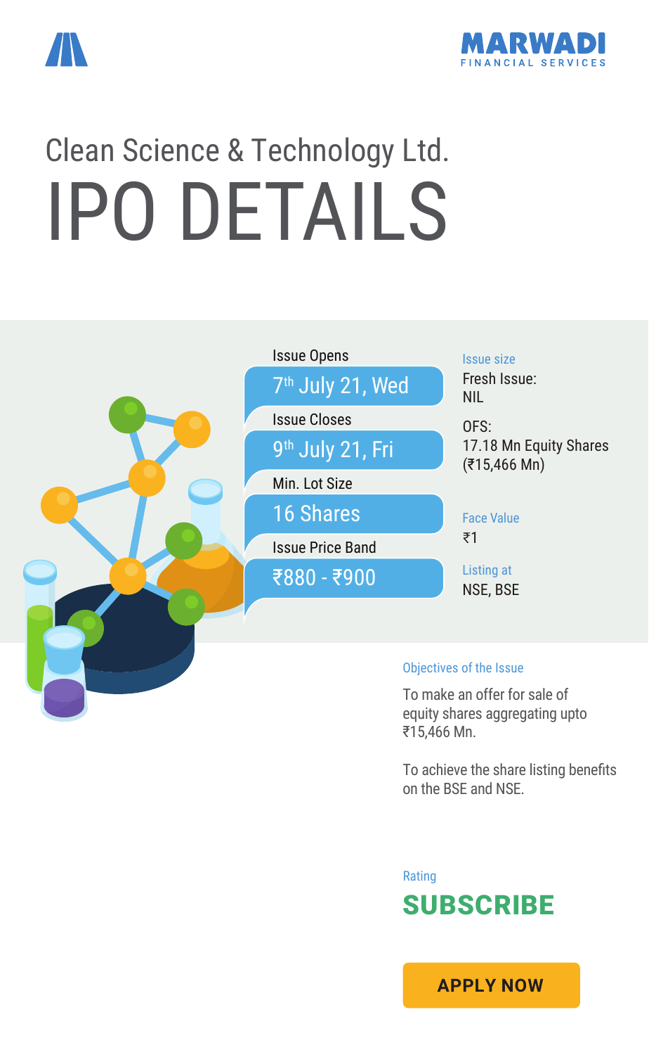MARWADI
FINANCIAL SERVICES

# Clean Science & Technology Ltd.

# IPO DETAILS

**Issue Opens**
7th July 21, Wed

**Issue Closes**
9th July 21, Fri

**Min. Lot Size**
16 Shares

**Issue Price Band**
₹880 - ₹900

**Issue size**
Fresh Issue:
NIL

OFS:
17.18 Mn Equity Shares
(₹15,466 Mn)

**Face Value**
₹1

**Listing at**
NSE, BSE

**Objectives of the Issue**

To make an offer for sale of equity shares aggregating upto ₹15,466 Mn.

To achieve the share listing benefits on the BSE and NSE.

**Rating**

**SUBSCRIBE**

APPLY NOW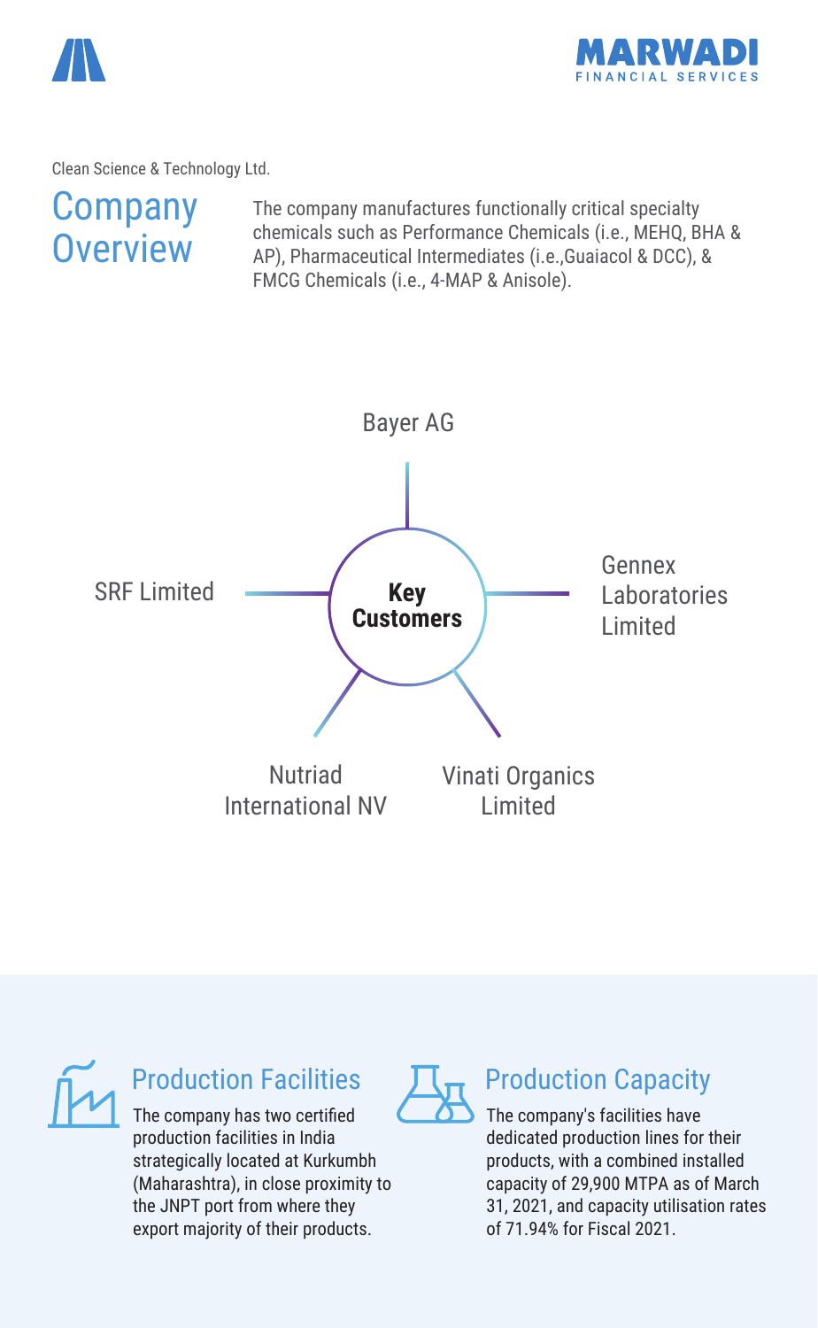Clean Science & Technology Ltd.

# Company Overview

The company manufactures functionally critical specialty chemicals such as Performance Chemicals (i.e., MEHQ, BHA & AP), Pharmaceutical Intermediates (i.e.,Guaiacol & DCC), & FMCG Chemicals (i.e., 4-MAP & Anisole).

## Key Customers

- Bayer AG
- Gennex Laboratories Limited
- Vinati Organics Limited
- Nutriad International NV
- SRF Limited

## Production Facilities

The company has two certified production facilities in India strategically located at Kurkumbh (Maharashtra), in close proximity to the JNPT port from where they export majority of their products.

## Production Capacity

The company's facilities have dedicated production lines for their products, with a combined installed capacity of 29,900 MTPA as of March 31, 2021, and capacity utilisation rates of 71.94% for Fiscal 2021.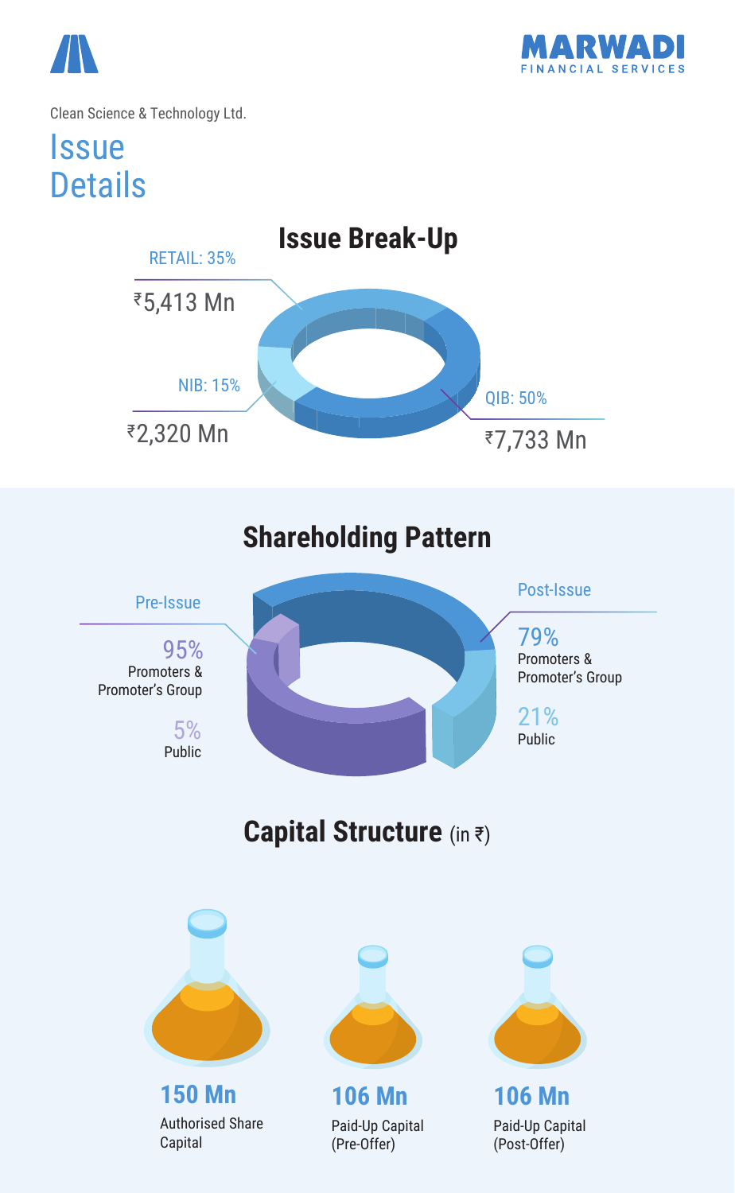Clean Science & Technology Ltd.

# Issue Details

## Issue Break-Up

| Category | Share | Amount |
|---|---|---|
| RETAIL | 35% | ₹5,413 Mn |
| NIB | 15% | ₹2,320 Mn |
| QIB | 50% | ₹7,733 Mn |

## Shareholding Pattern

| | Pre-Issue | Post-Issue |
|---|---|---|
| Promoters & Promoter's Group | 95% | 79% |
| Public | 5% | 21% |

## Capital Structure (in ₹)

| Item | Amount |
|---|---|
| Authorised Share Capital | 150 Mn |
| Paid-Up Capital (Pre-Offer) | 106 Mn |
| Paid-Up Capital (Post-Offer) | 106 Mn |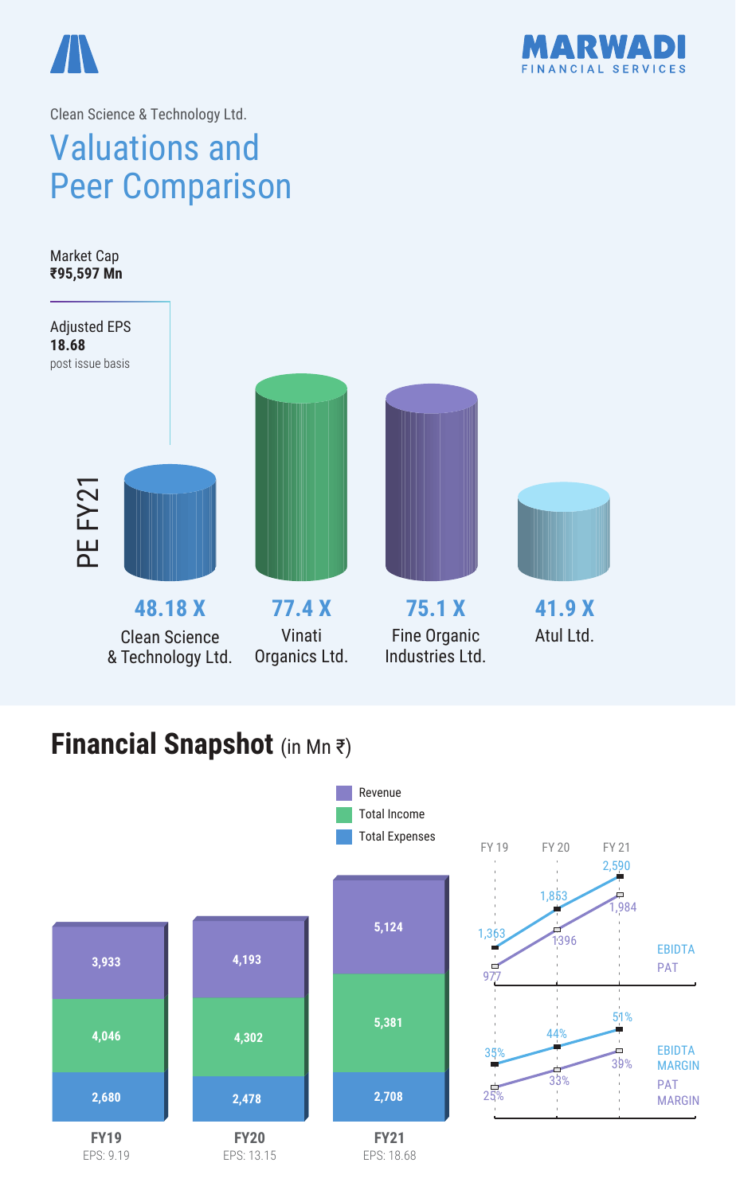Clean Science & Technology Ltd.

# Valuations and Peer Comparison

Market Cap
**₹95,597 Mn**

Adjusted EPS
**18.68**
post issue basis

PE FY21

| Company | PE FY21 |
|---|---|
| Clean Science & Technology Ltd. | 48.18 X |
| Vinati Organics Ltd. | 77.4 X |
| Fine Organic Industries Ltd. | 75.1 X |
| Atul Ltd. | 41.9 X |

## **Financial Snapshot** (in Mn ₹)

| | FY19 | FY20 | FY21 |
|---|---|---|---|
| Revenue | 3,933 | 4,193 | 5,124 |
| Total Income | 4,046 | 4,302 | 5,381 |
| Total Expenses | 2,680 | 2,478 | 2,708 |
| EPS | 9.19 | 13.15 | 18.68 |

| | FY 19 | FY 20 | FY 21 |
|---|---|---|---|
| EBIDTA | 1,363 | 1,863 | 2,590 |
| PAT | 977 | 1396 | 1,984 |
| EBIDTA MARGIN | 35% | 44% | 51% |
| PAT MARGIN | 25% | 33% | 39% |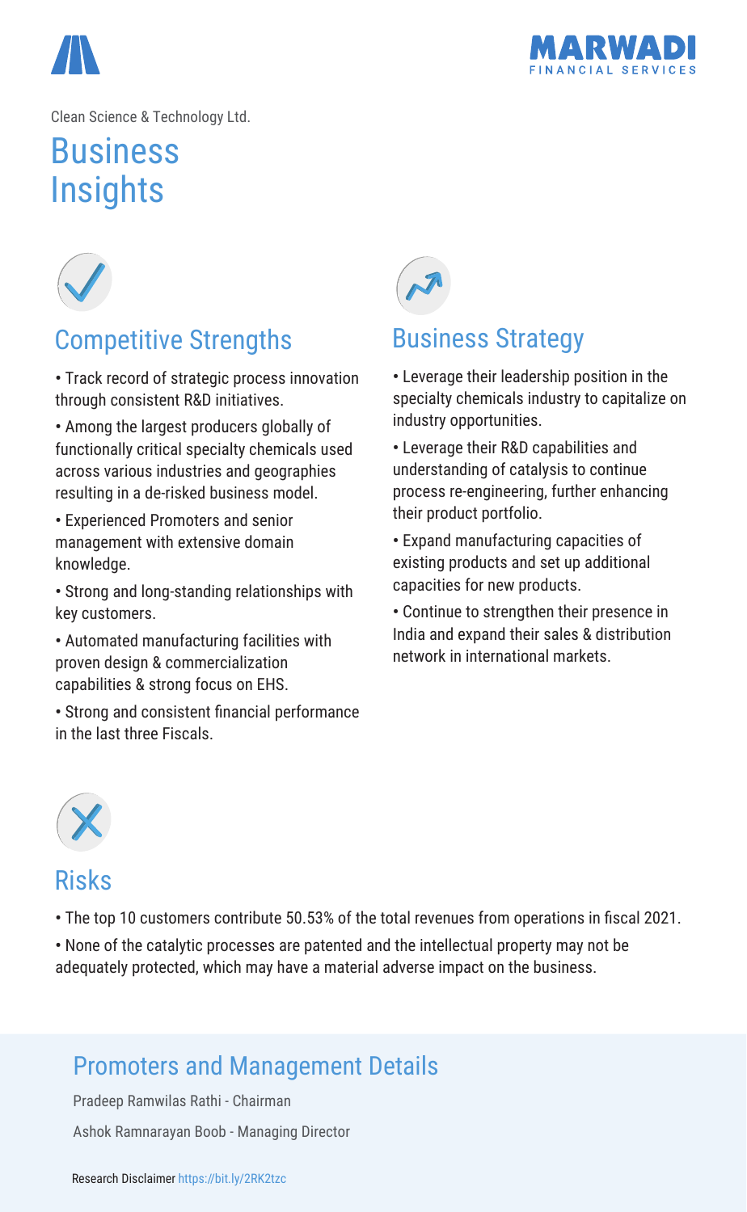Clean Science & Technology Ltd.

# Business Insights

## Competitive Strengths

- Track record of strategic process innovation through consistent R&D initiatives.
- Among the largest producers globally of functionally critical specialty chemicals used across various industries and geographies resulting in a de-risked business model.
- Experienced Promoters and senior management with extensive domain knowledge.
- Strong and long-standing relationships with key customers.
- Automated manufacturing facilities with proven design & commercialization capabilities & strong focus on EHS.
- Strong and consistent financial performance in the last three Fiscals.

## Business Strategy

- Leverage their leadership position in the specialty chemicals industry to capitalize on industry opportunities.
- Leverage their R&D capabilities and understanding of catalysis to continue process re-engineering, further enhancing their product portfolio.
- Expand manufacturing capacities of existing products and set up additional capacities for new products.
- Continue to strengthen their presence in India and expand their sales & distribution network in international markets.

## Risks

- The top 10 customers contribute 50.53% of the total revenues from operations in fiscal 2021.
- None of the catalytic processes are patented and the intellectual property may not be adequately protected, which may have a material adverse impact on the business.

## Promoters and Management Details

Pradeep Ramwilas Rathi - Chairman

Ashok Ramnarayan Boob - Managing Director

Research Disclaimer https://bit.ly/2RK2tzc